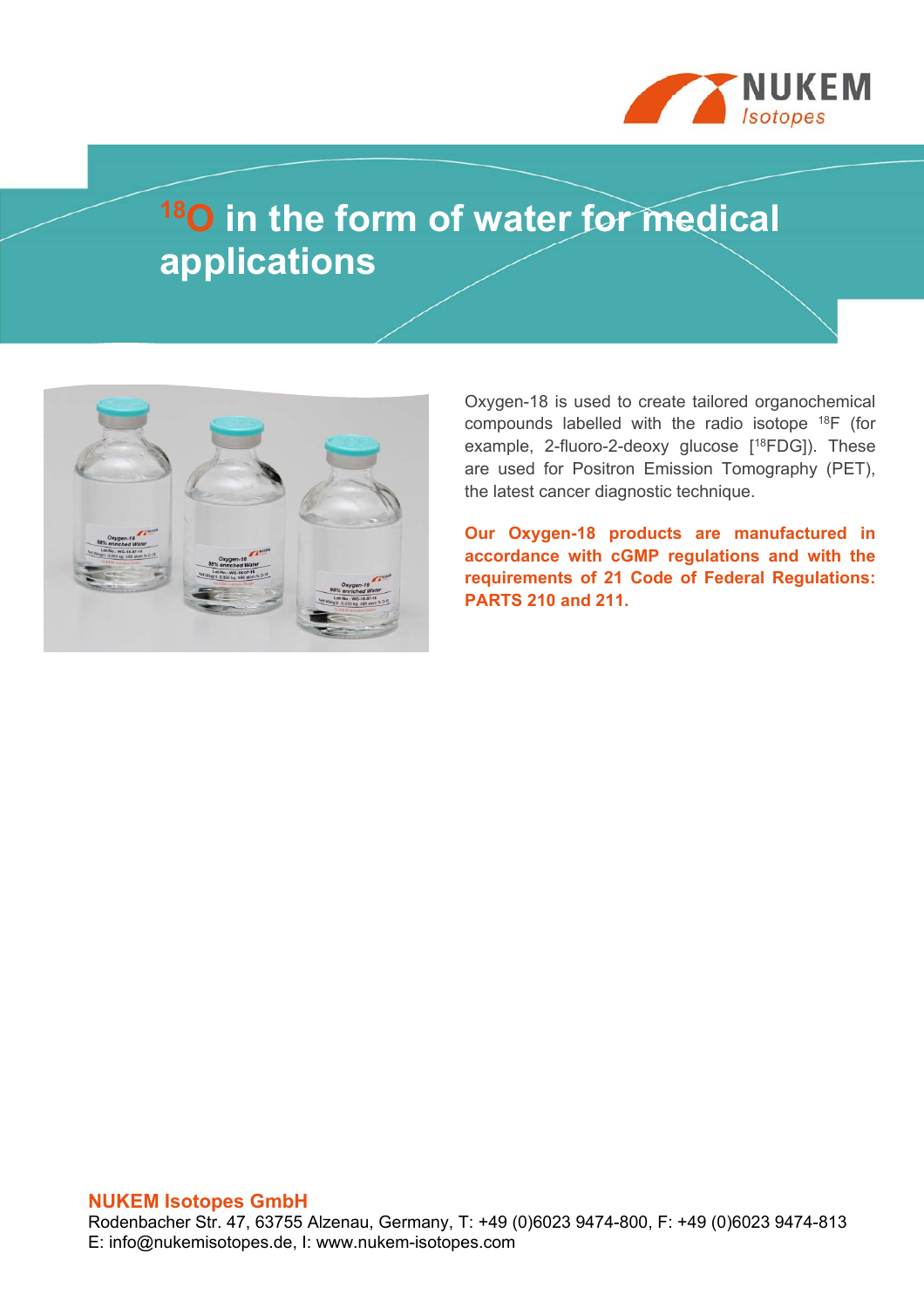# $^{18}O$ in the form of water for medical applications

Oxygen-18 is used to create tailored organochemical compounds labelled with the radio isotope $^{18}F$ (for example, 2-fluoro-2-deoxy glucose [$^{18}$FDG]). These are used for Positron Emission Tomography (PET), the latest cancer diagnostic technique.

**Our Oxygen-18 products are manufactured in accordance with cGMP regulations and with the requirements of 21 Code of Federal Regulations: PARTS 210 and 211.**

**NUKEM Isotopes GmbH**
Rodenbacher Str. 47, 63755 Alzenau, Germany, T: +49 (0)6023 9474-800, F: +49 (0)6023 9474-813
E: info@nukemisotopes.de, I: www.nukem-isotopes.com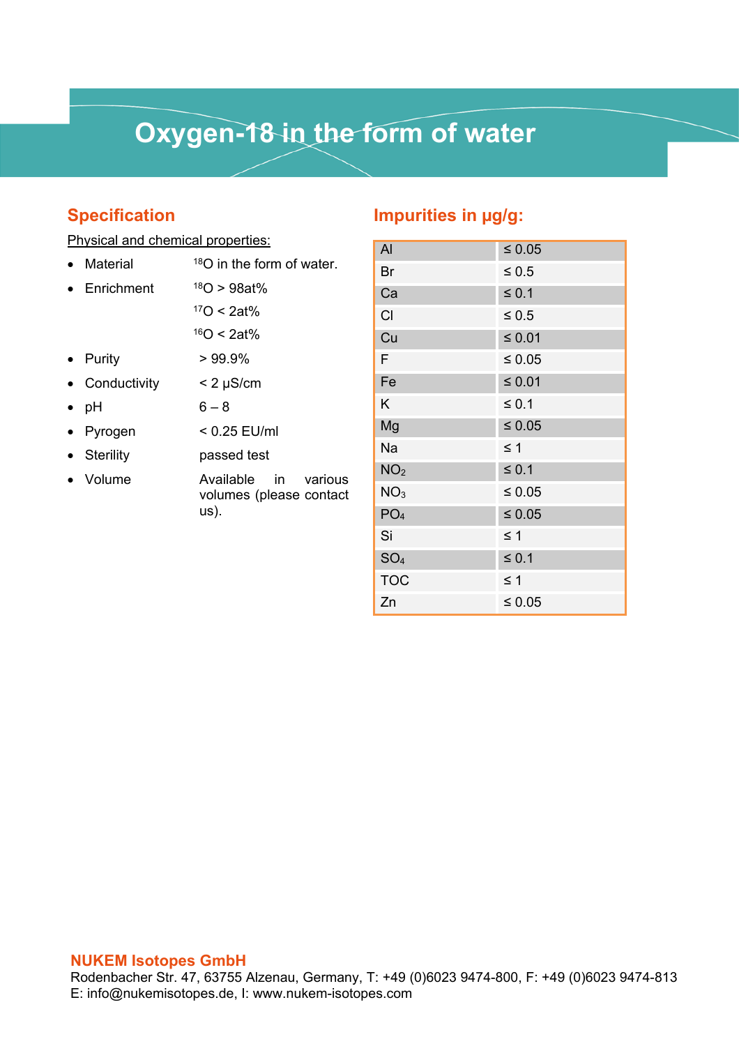# Oxygen-18 in the form of water

## Specification

Physical and chemical properties:

- Material — $^{18}O$ in the form of water.
- Enrichment — $^{18}O$ > 98at%
  $^{17}O$ < 2at%
  $^{16}O$ < 2at%
- Purity — > 99.9%
- Conductivity — < 2 µS/cm
- pH — 6 – 8
- Pyrogen — < 0.25 EU/ml
- Sterility — passed test
- Volume — Available in various volumes (please contact us).

## Impurities in µg/g:

| | |
|---|---|
| Al | ≤ 0.05 |
| Br | ≤ 0.5 |
| Ca | ≤ 0.1 |
| Cl | ≤ 0.5 |
| Cu | ≤ 0.01 |
| F | ≤ 0.05 |
| Fe | ≤ 0.01 |
| K | ≤ 0.1 |
| Mg | ≤ 0.05 |
| Na | ≤ 1 |
| $NO_2$ | ≤ 0.1 |
| $NO_3$ | ≤ 0.05 |
| $PO_4$ | ≤ 0.05 |
| Si | ≤ 1 |
| $SO_4$ | ≤ 0.1 |
| TOC | ≤ 1 |
| Zn | ≤ 0.05 |

**NUKEM Isotopes GmbH**
Rodenbacher Str. 47, 63755 Alzenau, Germany, T: +49 (0)6023 9474-800, F: +49 (0)6023 9474-813
E: info@nukemisotopes.de, I: www.nukem-isotopes.com